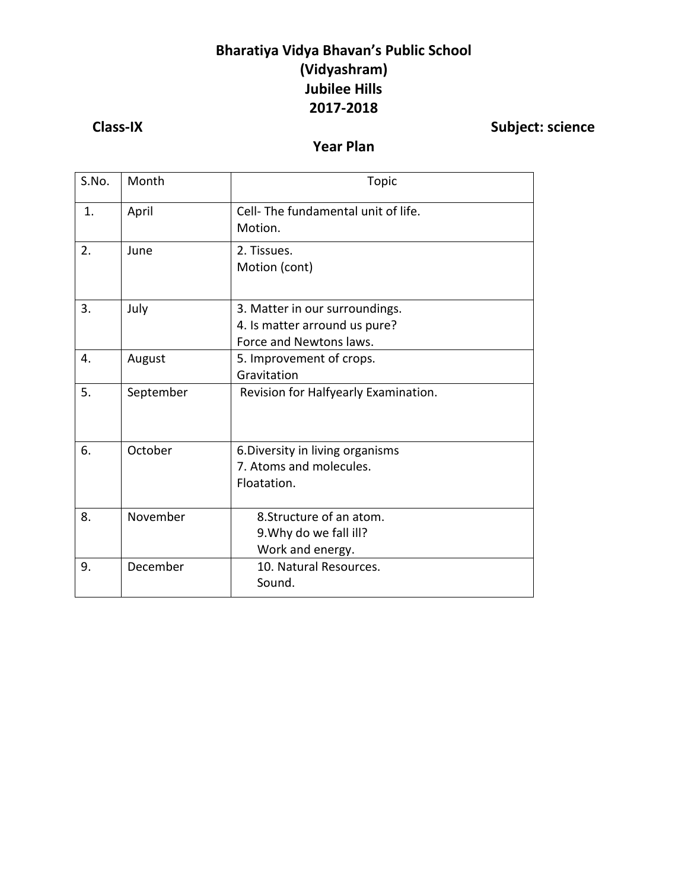# Bharatiya Vidya Bhavan's Public School
## (Vidyashram)
## Jubilee Hills
## 2017-2018

**Class-IX** **Subject: science**

### Year Plan

| S.No. | Month | Topic |
|---|---|---|
| 1. | April | Cell- The fundamental unit of life.<br>Motion. |
| 2. | June | 2. Tissues.<br>Motion (cont) |
| 3. | July | 3. Matter in our surroundings.<br>4. Is matter arround us pure?<br>Force and Newtons laws. |
| 4. | August | 5. Improvement of crops.<br>Gravitation |
| 5. | September | Revision for Halfyearly Examination. |
| 6. | October | 6.Diversity in living organisms<br>7. Atoms and molecules.<br>Floatation. |
| 8. | November | 8.Structure of an atom.<br>9.Why do we fall ill?<br>Work and energy. |
| 9. | December | 10. Natural Resources.<br>Sound. |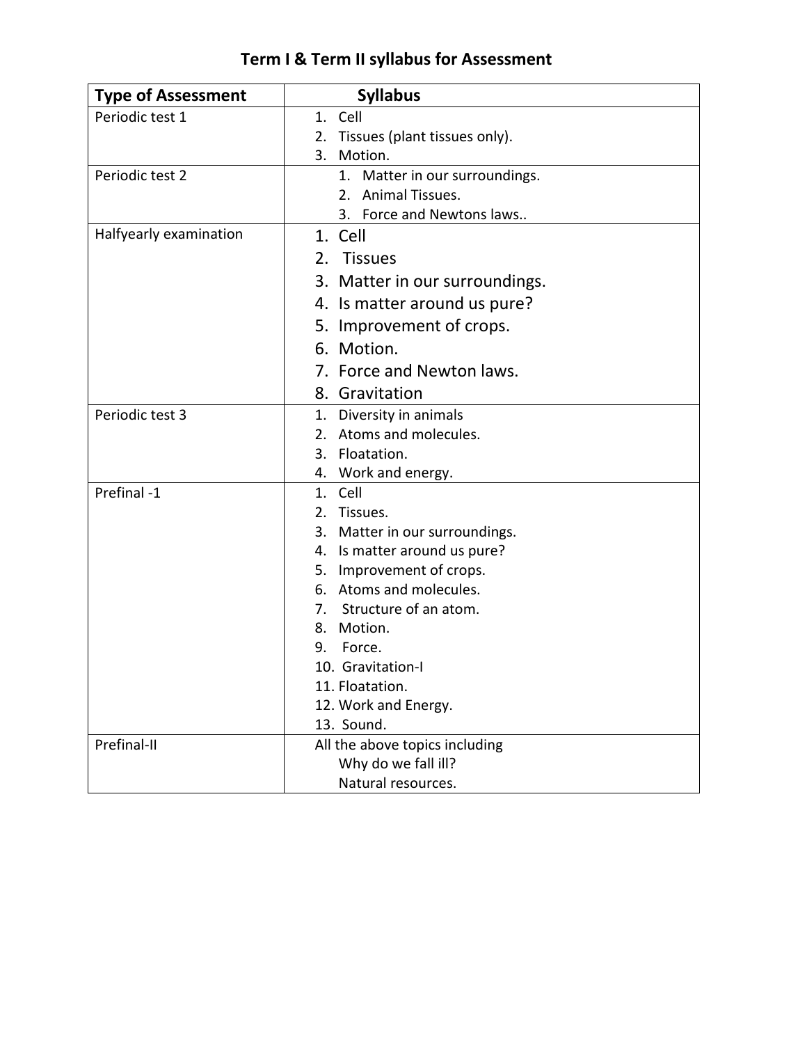# Term I & Term II syllabus for Assessment

| Type of Assessment | Syllabus |
|---|---|
| Periodic test 1 | 1. Cell<br>2. Tissues (plant tissues only).<br>3. Motion. |
| Periodic test 2 | 1. Matter in our surroundings.<br>2. Animal Tissues.<br>3. Force and Newtons laws.. |
| Halfyearly examination | 1. Cell<br>2. Tissues<br>3. Matter in our surroundings.<br>4. Is matter around us pure?<br>5. Improvement of crops.<br>6. Motion.<br>7. Force and Newton laws.<br>8. Gravitation |
| Periodic test 3 | 1. Diversity in animals<br>2. Atoms and molecules.<br>3. Floatation.<br>4. Work and energy. |
| Prefinal -1 | 1. Cell<br>2. Tissues.<br>3. Matter in our surroundings.<br>4. Is matter around us pure?<br>5. Improvement of crops.<br>6. Atoms and molecules.<br>7. Structure of an atom.<br>8. Motion.<br>9. Force.<br>10. Gravitation-I<br>11. Floatation.<br>12. Work and Energy.<br>13. Sound. |
| Prefinal-II | All the above topics including<br>Why do we fall ill?<br>Natural resources. |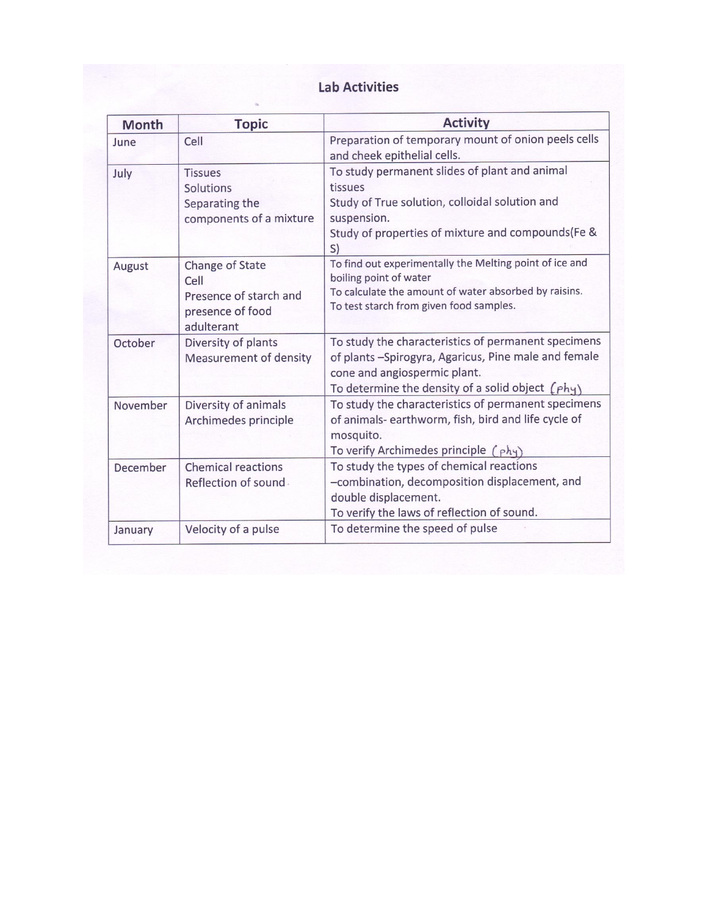# Lab Activities

| Month | Topic | Activity |
|---|---|---|
| June | Cell | Preparation of temporary mount of onion peels cells and cheek epithelial cells. |
| July | Tissues<br>Solutions<br>Separating the components of a mixture | To study permanent slides of plant and animal tissues<br>Study of True solution, colloidal solution and suspension.<br>Study of properties of mixture and compounds(Fe & S) |
| August | Change of State<br>Cell<br>Presence of starch and presence of food adulterant | To find out experimentally the Melting point of ice and boiling point of water<br>To calculate the amount of water absorbed by raisins.<br>To test starch from given food samples. |
| October | Diversity of plants<br>Measurement of density | To study the characteristics of permanent specimens of plants –Spirogyra, Agaricus, Pine male and female cone and angiospermic plant.<br>To determine the density of a solid object (phy) |
| November | Diversity of animals<br>Archimedes principle | To study the characteristics of permanent specimens of animals- earthworm, fish, bird and life cycle of mosquito.<br>To verify Archimedes principle (phy) |
| December | Chemical reactions<br>Reflection of sound | To study the types of chemical reactions –combination, decomposition displacement, and double displacement.<br>To verify the laws of reflection of sound. |
| January | Velocity of a pulse | To determine the speed of pulse |